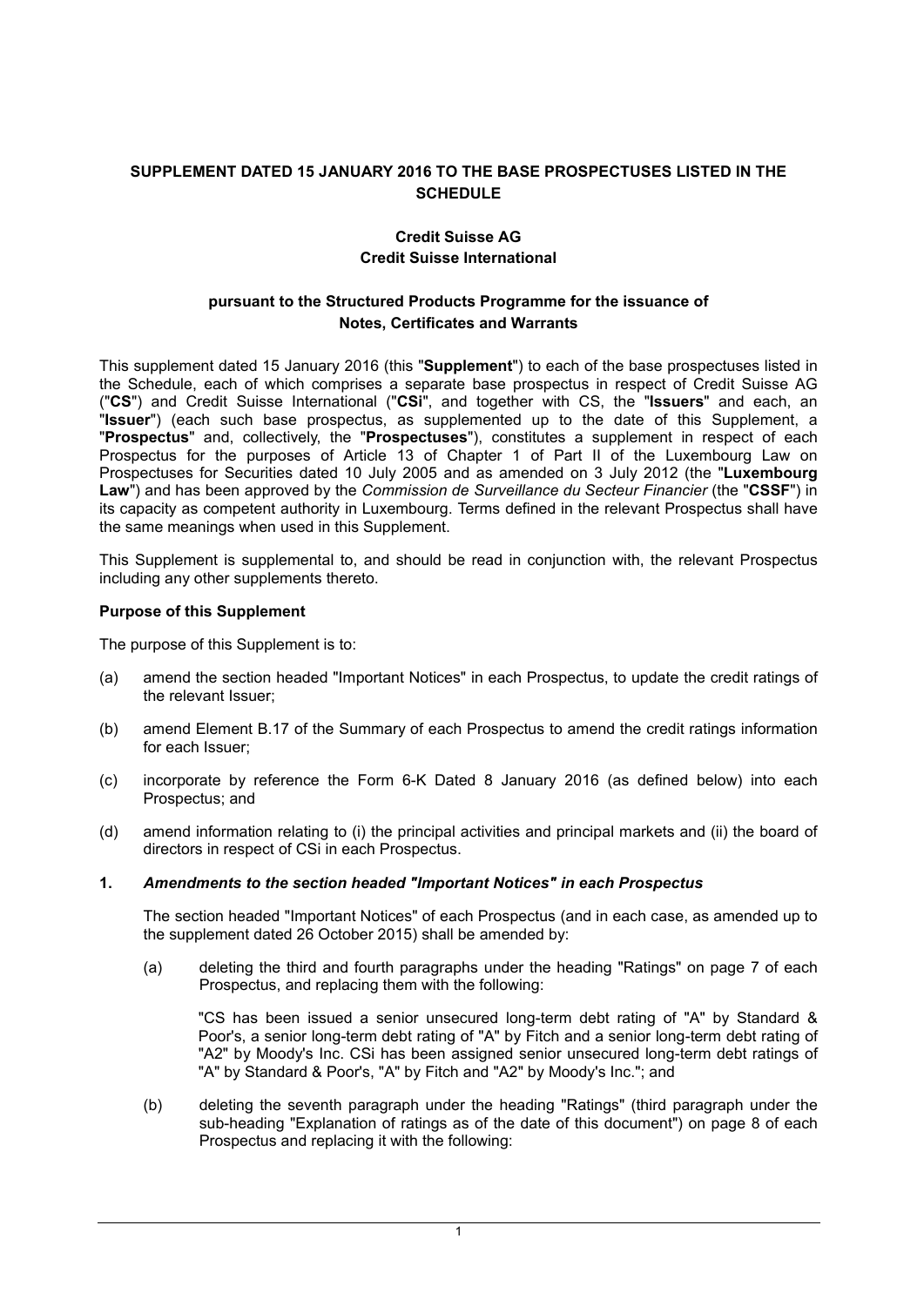**SUPPLEMENT DATED 15 JANUARY 2016 TO THE BASE PROSPECTUSES LISTED IN THE SCHEDULE**

**Credit Suisse AG**
**Credit Suisse International**

**pursuant to the Structured Products Programme for the issuance of Notes, Certificates and Warrants**

This supplement dated 15 January 2016 (this "**Supplement**") to each of the base prospectuses listed in the Schedule, each of which comprises a separate base prospectus in respect of Credit Suisse AG ("**CS**") and Credit Suisse International ("**CSi**", and together with CS, the "**Issuers**" and each, an "**Issuer**") (each such base prospectus, as supplemented up to the date of this Supplement, a "**Prospectus**" and, collectively, the "**Prospectuses**"), constitutes a supplement in respect of each Prospectus for the purposes of Article 13 of Chapter 1 of Part II of the Luxembourg Law on Prospectuses for Securities dated 10 July 2005 and as amended on 3 July 2012 (the "**Luxembourg Law**") and has been approved by the *Commission de Surveillance du Secteur Financier* (the "**CSSF**") in its capacity as competent authority in Luxembourg. Terms defined in the relevant Prospectus shall have the same meanings when used in this Supplement.

This Supplement is supplemental to, and should be read in conjunction with, the relevant Prospectus including any other supplements thereto.

**Purpose of this Supplement**

The purpose of this Supplement is to:

(a) amend the section headed "Important Notices" in each Prospectus, to update the credit ratings of the relevant Issuer;

(b) amend Element B.17 of the Summary of each Prospectus to amend the credit ratings information for each Issuer;

(c) incorporate by reference the Form 6-K Dated 8 January 2016 (as defined below) into each Prospectus; and

(d) amend information relating to (i) the principal activities and principal markets and (ii) the board of directors in respect of CSi in each Prospectus.

**1.** ***Amendments to the section headed "Important Notices" in each Prospectus***

The section headed "Important Notices" of each Prospectus (and in each case, as amended up to the supplement dated 26 October 2015) shall be amended by:

(a) deleting the third and fourth paragraphs under the heading "Ratings" on page 7 of each Prospectus, and replacing them with the following:

"CS has been issued a senior unsecured long-term debt rating of "A" by Standard & Poor's, a senior long-term debt rating of "A" by Fitch and a senior long-term debt rating of "A2" by Moody's Inc. CSi has been assigned senior unsecured long-term debt ratings of "A" by Standard & Poor's, "A" by Fitch and "A2" by Moody's Inc."; and

(b) deleting the seventh paragraph under the heading "Ratings" (third paragraph under the sub-heading "Explanation of ratings as of the date of this document") on page 8 of each Prospectus and replacing it with the following: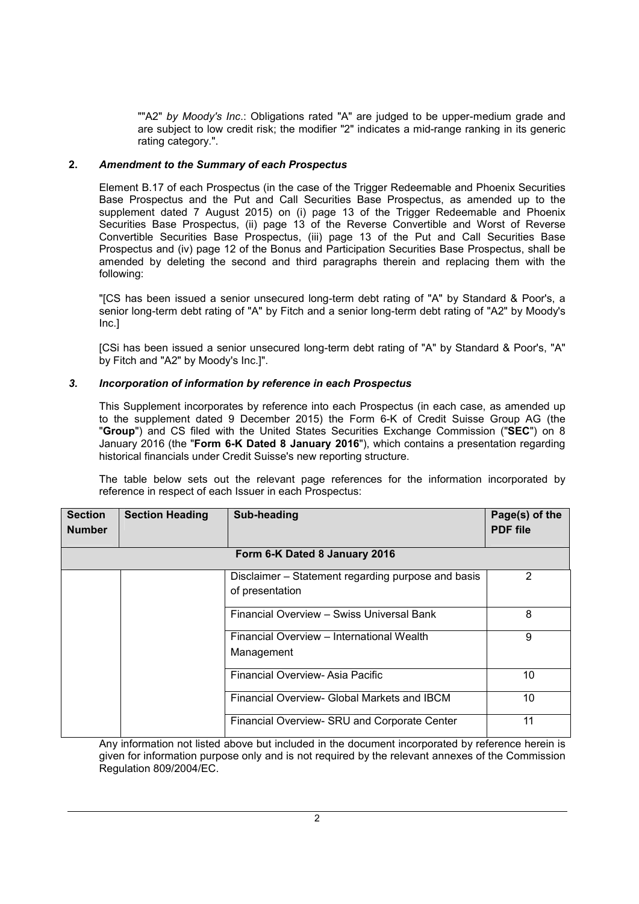""A2" *by Moody's Inc*.: Obligations rated "A" are judged to be upper-medium grade and are subject to low credit risk; the modifier "2" indicates a mid-range ranking in its generic rating category.".

**2. *Amendment to the Summary of each Prospectus***

Element B.17 of each Prospectus (in the case of the Trigger Redeemable and Phoenix Securities Base Prospectus and the Put and Call Securities Base Prospectus, as amended up to the supplement dated 7 August 2015) on (i) page 13 of the Trigger Redeemable and Phoenix Securities Base Prospectus, (ii) page 13 of the Reverse Convertible and Worst of Reverse Convertible Securities Base Prospectus, (iii) page 13 of the Put and Call Securities Base Prospectus and (iv) page 12 of the Bonus and Participation Securities Base Prospectus, shall be amended by deleting the second and third paragraphs therein and replacing them with the following:

"[CS has been issued a senior unsecured long-term debt rating of "A" by Standard & Poor's, a senior long-term debt rating of "A" by Fitch and a senior long-term debt rating of "A2" by Moody's Inc.]

[CSi has been issued a senior unsecured long-term debt rating of "A" by Standard & Poor's, "A" by Fitch and "A2" by Moody's Inc.]".

***3. Incorporation of information by reference in each Prospectus***

This Supplement incorporates by reference into each Prospectus (in each case, as amended up to the supplement dated 9 December 2015) the Form 6-K of Credit Suisse Group AG (the "**Group**") and CS filed with the United States Securities Exchange Commission ("**SEC**") on 8 January 2016 (the "**Form 6-K Dated 8 January 2016**"), which contains a presentation regarding historical financials under Credit Suisse's new reporting structure.

The table below sets out the relevant page references for the information incorporated by reference in respect of each Issuer in each Prospectus:

| Section Number | Section Heading | Sub-heading | Page(s) of the PDF file |
|---|---|---|---|
| **Form 6-K Dated 8 January 2016** | | | |
| | | Disclaimer – Statement regarding purpose and basis of presentation | 2 |
| | | Financial Overview – Swiss Universal Bank | 8 |
| | | Financial Overview – International Wealth Management | 9 |
| | | Financial Overview- Asia Pacific | 10 |
| | | Financial Overview- Global Markets and IBCM | 10 |
| | | Financial Overview- SRU and Corporate Center | 11 |

Any information not listed above but included in the document incorporated by reference herein is given for information purpose only and is not required by the relevant annexes of the Commission Regulation 809/2004/EC.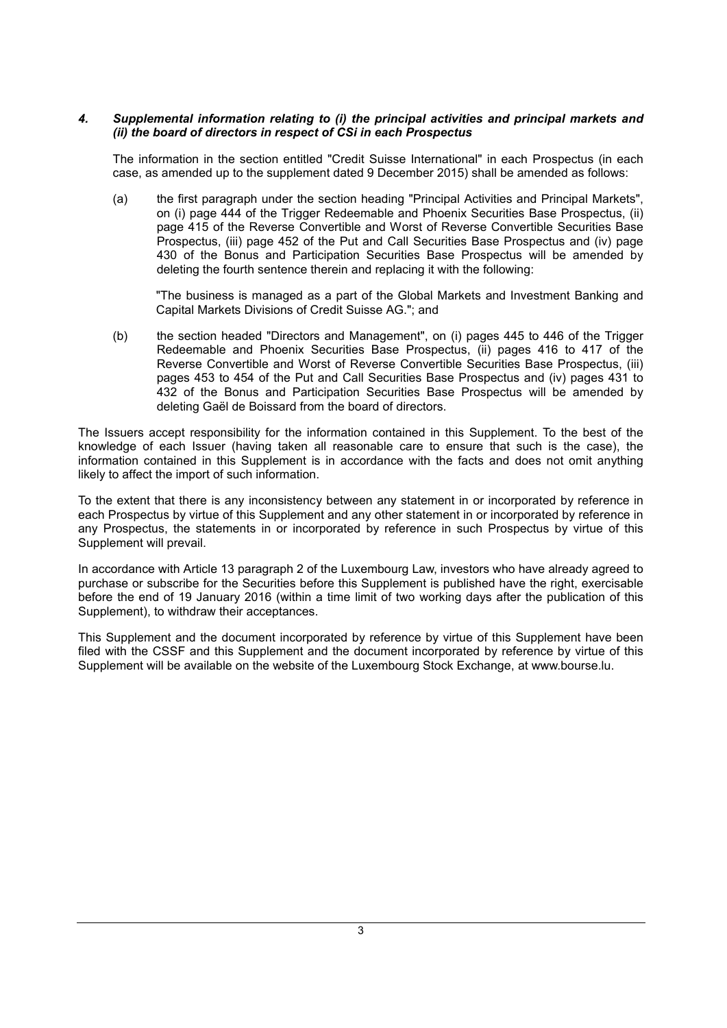### *4. Supplemental information relating to (i) the principal activities and principal markets and (ii) the board of directors in respect of CSi in each Prospectus*

The information in the section entitled "Credit Suisse International" in each Prospectus (in each case, as amended up to the supplement dated 9 December 2015) shall be amended as follows:

(a) the first paragraph under the section heading "Principal Activities and Principal Markets", on (i) page 444 of the Trigger Redeemable and Phoenix Securities Base Prospectus, (ii) page 415 of the Reverse Convertible and Worst of Reverse Convertible Securities Base Prospectus, (iii) page 452 of the Put and Call Securities Base Prospectus and (iv) page 430 of the Bonus and Participation Securities Base Prospectus will be amended by deleting the fourth sentence therein and replacing it with the following:

"The business is managed as a part of the Global Markets and Investment Banking and Capital Markets Divisions of Credit Suisse AG."; and

(b) the section headed "Directors and Management", on (i) pages 445 to 446 of the Trigger Redeemable and Phoenix Securities Base Prospectus, (ii) pages 416 to 417 of the Reverse Convertible and Worst of Reverse Convertible Securities Base Prospectus, (iii) pages 453 to 454 of the Put and Call Securities Base Prospectus and (iv) pages 431 to 432 of the Bonus and Participation Securities Base Prospectus will be amended by deleting Gaël de Boissard from the board of directors.

The Issuers accept responsibility for the information contained in this Supplement. To the best of the knowledge of each Issuer (having taken all reasonable care to ensure that such is the case), the information contained in this Supplement is in accordance with the facts and does not omit anything likely to affect the import of such information.

To the extent that there is any inconsistency between any statement in or incorporated by reference in each Prospectus by virtue of this Supplement and any other statement in or incorporated by reference in any Prospectus, the statements in or incorporated by reference in such Prospectus by virtue of this Supplement will prevail.

In accordance with Article 13 paragraph 2 of the Luxembourg Law, investors who have already agreed to purchase or subscribe for the Securities before this Supplement is published have the right, exercisable before the end of 19 January 2016 (within a time limit of two working days after the publication of this Supplement), to withdraw their acceptances.

This Supplement and the document incorporated by reference by virtue of this Supplement have been filed with the CSSF and this Supplement and the document incorporated by reference by virtue of this Supplement will be available on the website of the Luxembourg Stock Exchange, at www.bourse.lu.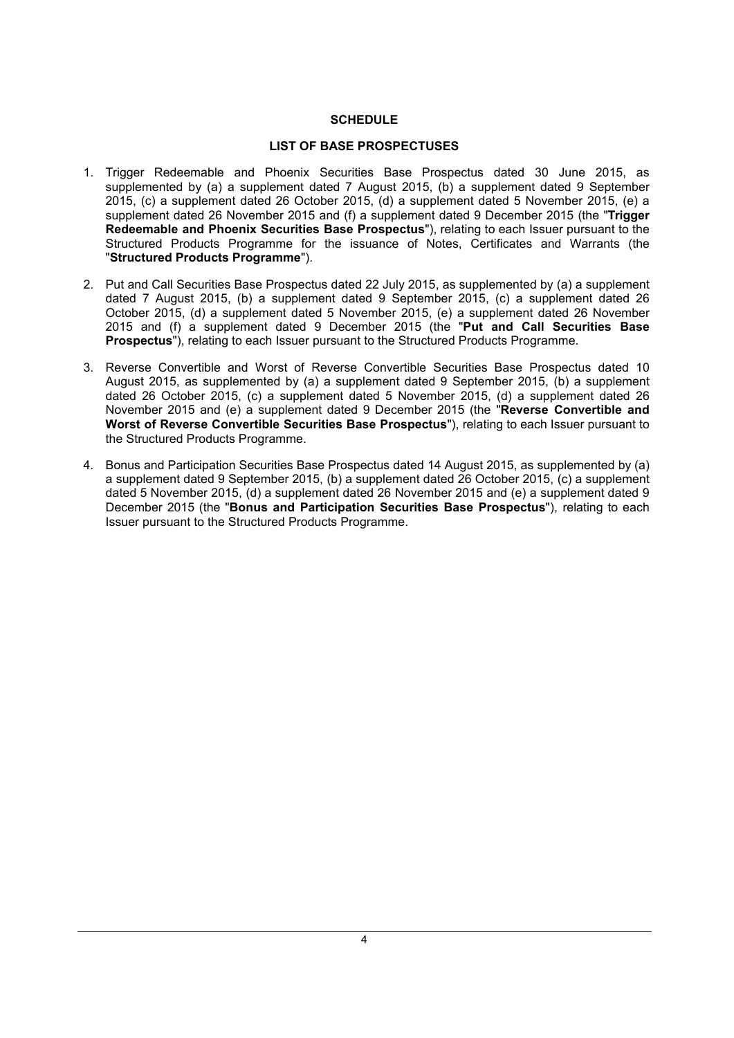**SCHEDULE**

**LIST OF BASE PROSPECTUSES**

1. Trigger Redeemable and Phoenix Securities Base Prospectus dated 30 June 2015, as supplemented by (a) a supplement dated 7 August 2015, (b) a supplement dated 9 September 2015, (c) a supplement dated 26 October 2015, (d) a supplement dated 5 November 2015, (e) a supplement dated 26 November 2015 and (f) a supplement dated 9 December 2015 (the "**Trigger Redeemable and Phoenix Securities Base Prospectus**"), relating to each Issuer pursuant to the Structured Products Programme for the issuance of Notes, Certificates and Warrants (the "**Structured Products Programme**").

2. Put and Call Securities Base Prospectus dated 22 July 2015, as supplemented by (a) a supplement dated 7 August 2015, (b) a supplement dated 9 September 2015, (c) a supplement dated 26 October 2015, (d) a supplement dated 5 November 2015, (e) a supplement dated 26 November 2015 and (f) a supplement dated 9 December 2015 (the "**Put and Call Securities Base Prospectus**"), relating to each Issuer pursuant to the Structured Products Programme.

3. Reverse Convertible and Worst of Reverse Convertible Securities Base Prospectus dated 10 August 2015, as supplemented by (a) a supplement dated 9 September 2015, (b) a supplement dated 26 October 2015, (c) a supplement dated 5 November 2015, (d) a supplement dated 26 November 2015 and (e) a supplement dated 9 December 2015 (the "**Reverse Convertible and Worst of Reverse Convertible Securities Base Prospectus**"), relating to each Issuer pursuant to the Structured Products Programme.

4. Bonus and Participation Securities Base Prospectus dated 14 August 2015, as supplemented by (a) a supplement dated 9 September 2015, (b) a supplement dated 26 October 2015, (c) a supplement dated 5 November 2015, (d) a supplement dated 26 November 2015 and (e) a supplement dated 9 December 2015 (the "**Bonus and Participation Securities Base Prospectus**"), relating to each Issuer pursuant to the Structured Products Programme.